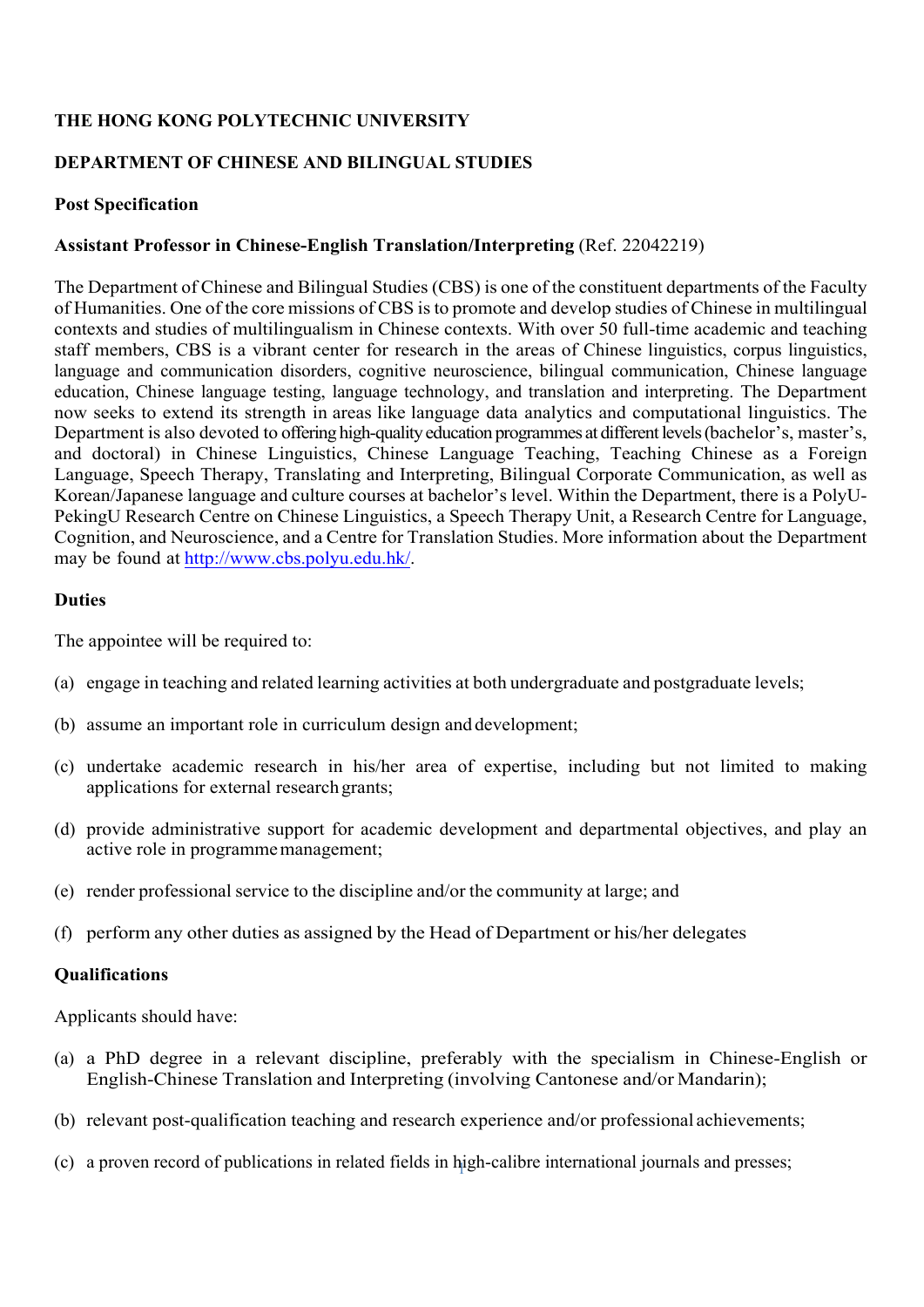**THE HONG KONG POLYTECHNIC UNIVERSITY**

**DEPARTMENT OF CHINESE AND BILINGUAL STUDIES**

**Post Specification**

**Assistant Professor in Chinese-English Translation/Interpreting** (Ref. 22042219)

The Department of Chinese and Bilingual Studies (CBS) is one of the constituent departments of the Faculty of Humanities. One of the core missions of CBS is to promote and develop studies of Chinese in multilingual contexts and studies of multilingualism in Chinese contexts. With over 50 full-time academic and teaching staff members, CBS is a vibrant center for research in the areas of Chinese linguistics, corpus linguistics, language and communication disorders, cognitive neuroscience, bilingual communication, Chinese language education, Chinese language testing, language technology, and translation and interpreting. The Department now seeks to extend its strength in areas like language data analytics and computational linguistics. The Department is also devoted to offering high-quality education programmes at different levels (bachelor's, master's, and doctoral) in Chinese Linguistics, Chinese Language Teaching, Teaching Chinese as a Foreign Language, Speech Therapy, Translating and Interpreting, Bilingual Corporate Communication, as well as Korean/Japanese language and culture courses at bachelor's level. Within the Department, there is a PolyU-PekingU Research Centre on Chinese Linguistics, a Speech Therapy Unit, a Research Centre for Language, Cognition, and Neuroscience, and a Centre for Translation Studies. More information about the Department may be found at http://www.cbs.polyu.edu.hk/.

**Duties**

The appointee will be required to:

(a) engage in teaching and related learning activities at both undergraduate and postgraduate levels;

(b) assume an important role in curriculum design and development;

(c) undertake academic research in his/her area of expertise, including but not limited to making applications for external research grants;

(d) provide administrative support for academic development and departmental objectives, and play an active role in programme management;

(e) render professional service to the discipline and/or the community at large; and

(f) perform any other duties as assigned by the Head of Department or his/her delegates

**Qualifications**

Applicants should have:

(a) a PhD degree in a relevant discipline, preferably with the specialism in Chinese-English or English-Chinese Translation and Interpreting (involving Cantonese and/or Mandarin);

(b) relevant post-qualification teaching and research experience and/or professional achievements;

(c) a proven record of publications in related fields in high-calibre international journals and presses;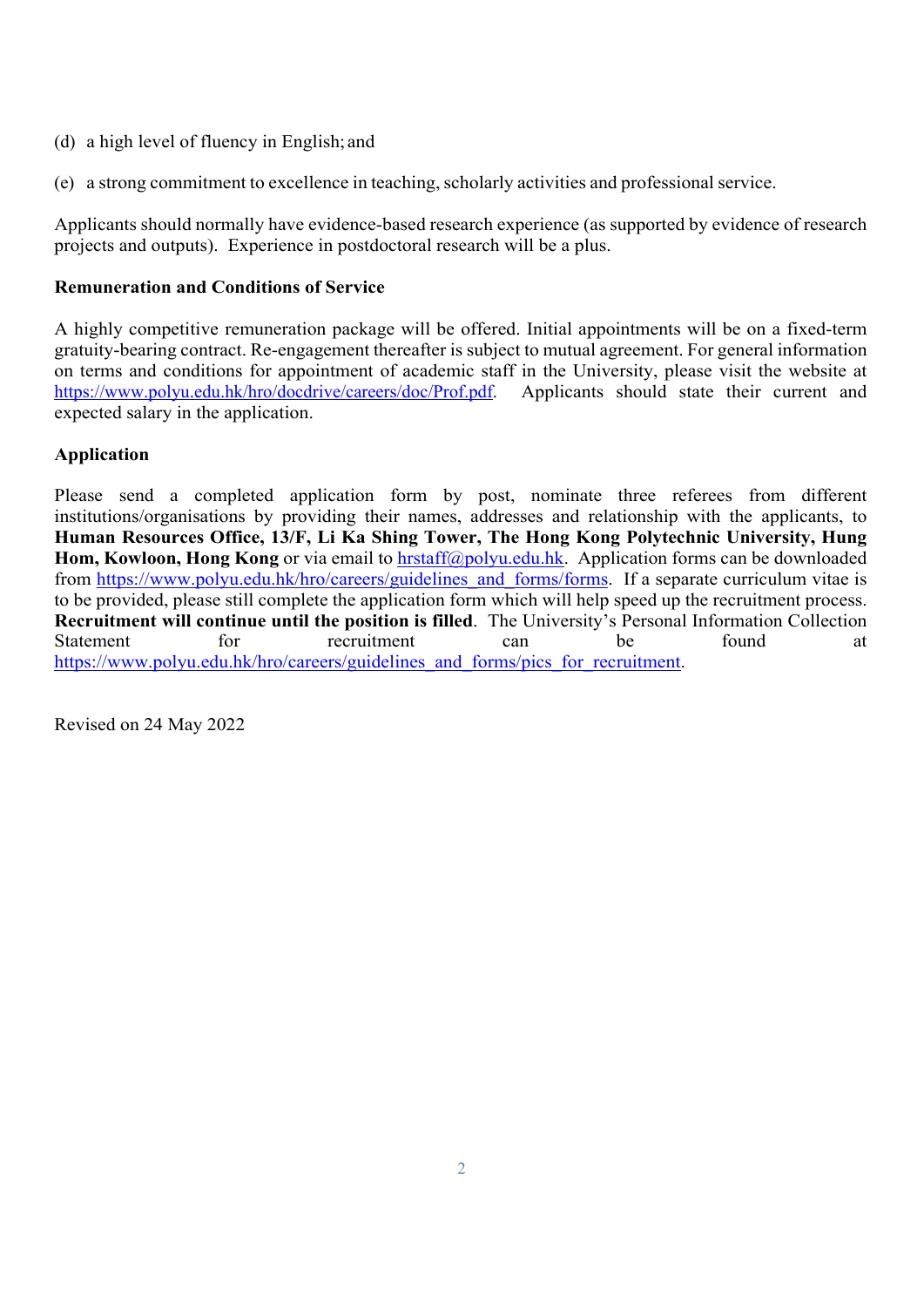(d) a high level of fluency in English; and

(e) a strong commitment to excellence in teaching, scholarly activities and professional service.

Applicants should normally have evidence-based research experience (as supported by evidence of research projects and outputs). Experience in postdoctoral research will be a plus.

**Remuneration and Conditions of Service**

A highly competitive remuneration package will be offered. Initial appointments will be on a fixed-term gratuity-bearing contract. Re-engagement thereafter is subject to mutual agreement. For general information on terms and conditions for appointment of academic staff in the University, please visit the website at https://www.polyu.edu.hk/hro/docdrive/careers/doc/Prof.pdf. Applicants should state their current and expected salary in the application.

**Application**

Please send a completed application form by post, nominate three referees from different institutions/organisations by providing their names, addresses and relationship with the applicants, to **Human Resources Office, 13/F, Li Ka Shing Tower, The Hong Kong Polytechnic University, Hung Hom, Kowloon, Hong Kong** or via email to hrstaff@polyu.edu.hk. Application forms can be downloaded from https://www.polyu.edu.hk/hro/careers/guidelines_and_forms/forms. If a separate curriculum vitae is to be provided, please still complete the application form which will help speed up the recruitment process. **Recruitment will continue until the position is filled**. The University's Personal Information Collection Statement for recruitment can be found at https://www.polyu.edu.hk/hro/careers/guidelines_and_forms/pics_for_recruitment.

Revised on 24 May 2022